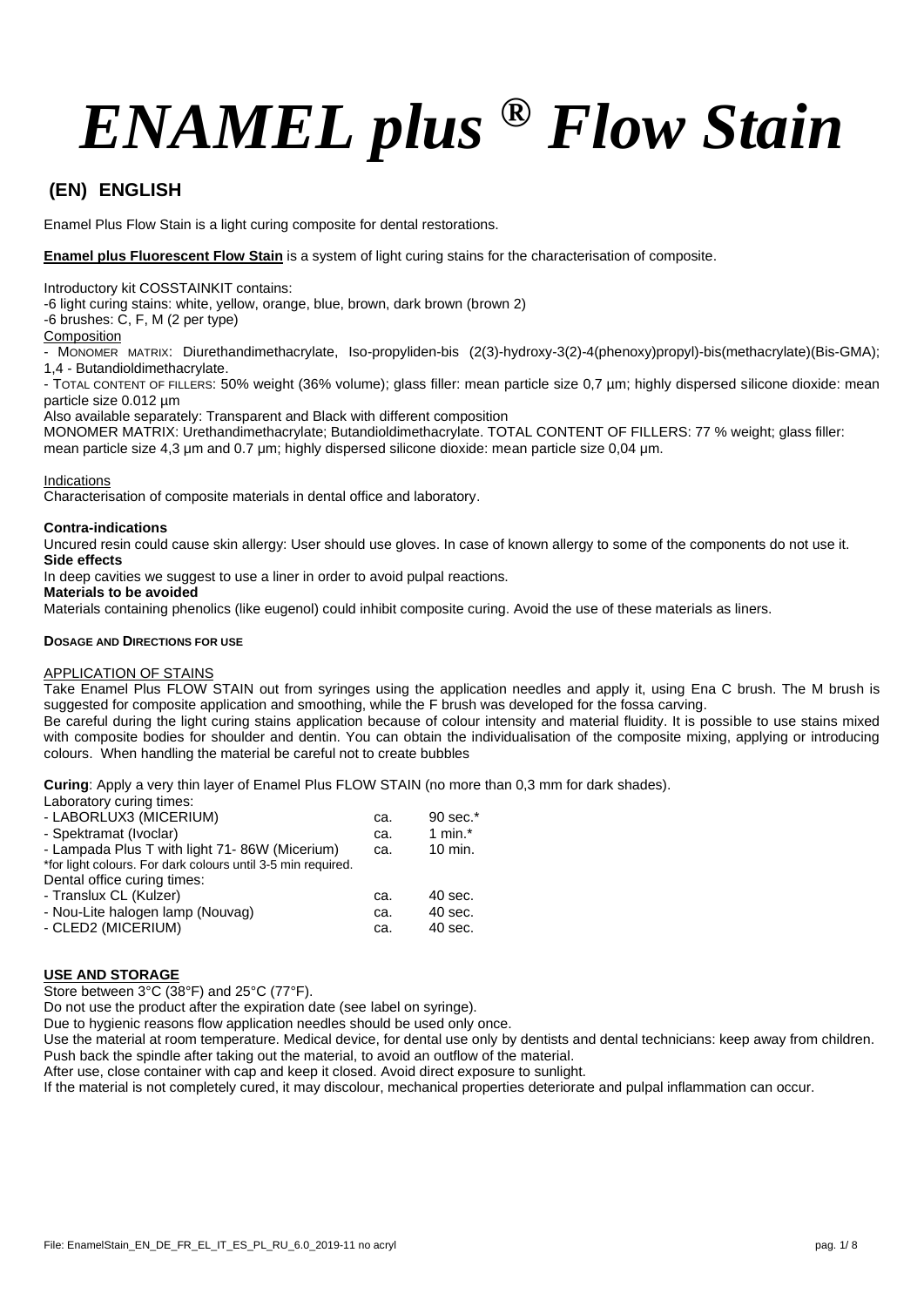# *ENAMEL plus ® Flow Stain*

## (EN) ENGLISH

Enamel Plus Flow Stain is a light curing composite for dental restorations.

**Enamel plus Fluorescent Flow Stain** is a system of light curing stains for the characterisation of composite.

Introductory kit COSSTAINKIT contains:
-6 light curing stains: white, yellow, orange, blue, brown, dark brown (brown 2)
-6 brushes: C, F, M (2 per type)

Composition

- MONOMER MATRIX: Diurethandimethacrylate, Iso-propyliden-bis (2(3)-hydroxy-3(2)-4(phenoxy)propyl)-bis(methacrylate)(Bis-GMA); 1,4 - Butandioldimethacrylate.
- TOTAL CONTENT OF FILLERS: 50% weight (36% volume); glass filler: mean particle size 0,7 µm; highly dispersed silicone dioxide: mean particle size 0.012 µm

Also available separately: Transparent and Black with different composition
MONOMER MATRIX: Urethandimethacrylate; Butandioldimethacrylate. TOTAL CONTENT OF FILLERS: 77 % weight; glass filler: mean particle size 4,3 µm and 0.7 µm; highly dispersed silicone dioxide: mean particle size 0,04 µm.

Indications

Characterisation of composite materials in dental office and laboratory.

**Contra-indications**

Uncured resin could cause skin allergy: User should use gloves. In case of known allergy to some of the components do not use it.

**Side effects**

In deep cavities we suggest to use a liner in order to avoid pulpal reactions.

**Materials to be avoided**

Materials containing phenolics (like eugenol) could inhibit composite curing. Avoid the use of these materials as liners.

**DOSAGE AND DIRECTIONS FOR USE**

APPLICATION OF STAINS

Take Enamel Plus FLOW STAIN out from syringes using the application needles and apply it, using Ena C brush. The M brush is suggested for composite application and smoothing, while the F brush was developed for the fossa carving.
Be careful during the light curing stains application because of colour intensity and material fluidity. It is possible to use stains mixed with composite bodies for shoulder and dentin. You can obtain the individualisation of the composite mixing, applying or introducing colours. When handling the material be careful not to create bubbles

**Curing**: Apply a very thin layer of Enamel Plus FLOW STAIN (no more than 0,3 mm for dark shades).

Laboratory curing times:

| | | |
|---|---|---|
| - LABORLUX3 (MICERIUM) | ca. | 90 sec.* |
| - Spektramat (Ivoclar) | ca. | 1 min.* |
| - Lampada Plus T with light 71- 86W (Micerium) | ca. | 10 min. |

*for light colours. For dark colours until 3-5 min required.

Dental office curing times:

| | | |
|---|---|---|
| - Translux CL (Kulzer) | ca. | 40 sec. |
| - Nou-Lite halogen lamp (Nouvag) | ca. | 40 sec. |
| - CLED2 (MICERIUM) | ca. | 40 sec. |

**USE AND STORAGE**

Store between 3°C (38°F) and 25°C (77°F).
Do not use the product after the expiration date (see label on syringe).
Due to hygienic reasons flow application needles should be used only once.
Use the material at room temperature. Medical device, for dental use only by dentists and dental technicians: keep away from children.
Push back the spindle after taking out the material, to avoid an outflow of the material.
After use, close container with cap and keep it closed. Avoid direct exposure to sunlight.
If the material is not completely cured, it may discolour, mechanical properties deteriorate and pulpal inflammation can occur.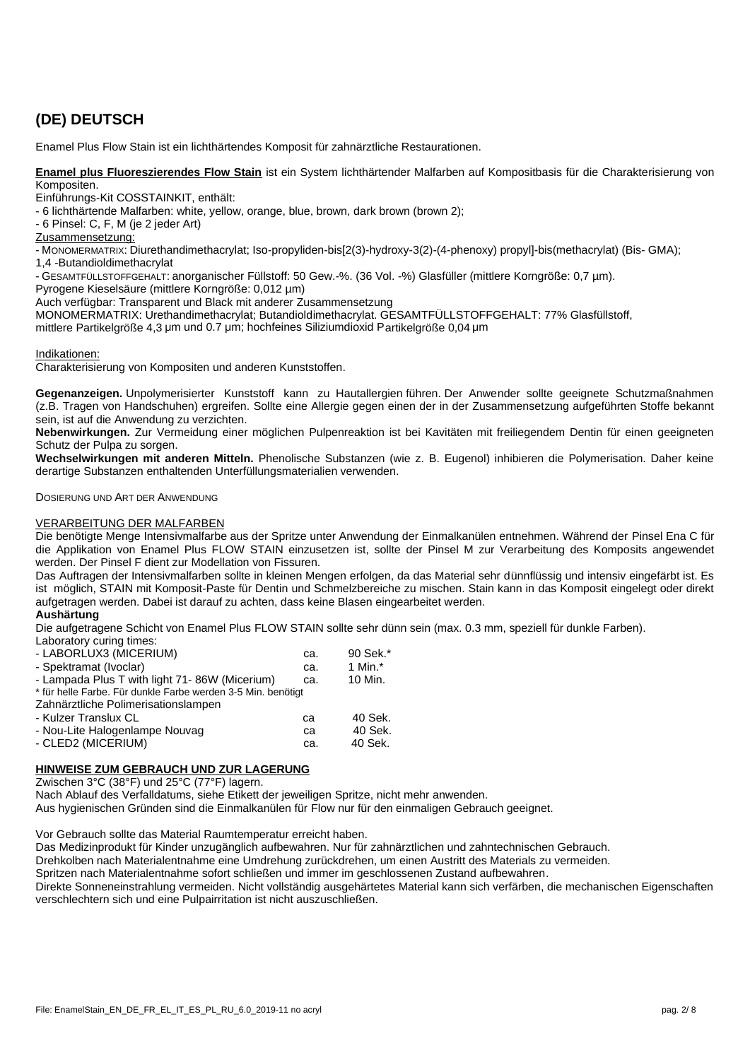## (DE) DEUTSCH

Enamel Plus Flow Stain ist ein lichthärtendes Komposit für zahnärztliche Restaurationen.

**Enamel plus Fluoreszierendes Flow Stain** ist ein System lichthärtender Malfarben auf Kompositbasis für die Charakterisierung von Kompositen.

Einführungs-Kit COSSTAINKIT, enthält:

- 6 lichthärtende Malfarben: white, yellow, orange, blue, brown, dark brown (brown 2);
- 6 Pinsel: C, F, M (je 2 jeder Art)

Zusammensetzung:

- MONOMERMATRIX: Diurethandimethacrylat; Iso-propyliden-bis[2(3)-hydroxy-3(2)-(4-phenoxy) propyl]-bis(methacrylat) (Bis- GMA); 1,4 -Butandioldimethacrylat
- GESAMTFÜLLSTOFFGEHALT: anorganischer Füllstoff: 50 Gew.-%. (36 Vol. -%) Glasfüller (mittlere Korngröße: 0,7 µm).

Pyrogene Kieselsäure (mittlere Korngröße: 0,012 µm)

Auch verfügbar: Transparent und Black mit anderer Zusammensetzung

MONOMERMATRIX: Urethandimethacrylat; Butandioldimethacrylat. GESAMTFÜLLSTOFFGEHALT: 77% Glasfüllstoff, mittlere Partikelgröße 4,3 µm und 0.7 µm; hochfeines Siliziumdioxid Partikelgröße 0,04 µm

Indikationen:

Charakterisierung von Kompositen und anderen Kunststoffen.

**Gegenanzeigen.** Unpolymerisierter Kunststoff kann zu Hautallergien führen. Der Anwender sollte geeignete Schutzmaßnahmen (z.B. Tragen von Handschuhen) ergreifen. Sollte eine Allergie gegen einen der in der Zusammensetzung aufgeführten Stoffe bekannt sein, ist auf die Anwendung zu verzichten.

**Nebenwirkungen.** Zur Vermeidung einer möglichen Pulpenreaktion ist bei Kavitäten mit freiliegendem Dentin für einen geeigneten Schutz der Pulpa zu sorgen.

**Wechselwirkungen mit anderen Mitteln.** Phenolische Substanzen (wie z. B. Eugenol) inhibieren die Polymerisation. Daher keine derartige Substanzen enthaltenden Unterfüllungsmaterialien verwenden.

DOSIERUNG UND ART DER ANWENDUNG

VERARBEITUNG DER MALFARBEN

Die benötigte Menge Intensivmalfarbe aus der Spritze unter Anwendung der Einmalkanülen entnehmen. Während der Pinsel Ena C für die Applikation von Enamel Plus FLOW STAIN einzusetzen ist, sollte der Pinsel M zur Verarbeitung des Komposits angewendet werden. Der Pinsel F dient zur Modellation von Fissuren.

Das Auftragen der Intensivmalfarben sollte in kleinen Mengen erfolgen, da das Material sehr dünnflüssig und intensiv eingefärbt ist. Es ist möglich, STAIN mit Komposit-Paste für Dentin und Schmelzbereiche zu mischen. Stain kann in das Komposit eingelegt oder direkt aufgetragen werden. Dabei ist darauf zu achten, dass keine Blasen eingearbeitet werden.

**Aushärtung**

Die aufgetragene Schicht von Enamel Plus FLOW STAIN sollte sehr dünn sein (max. 0.3 mm, speziell für dunkle Farben).

Laboratory curing times:

| | | |
|---|---|---|
| - LABORLUX3 (MICERIUM) | ca. | 90 Sek.* |
| - Spektramat (Ivoclar) | ca. | 1 Min.* |
| - Lampada Plus T with light 71- 86W (Micerium) | ca. | 10 Min. |

\* für helle Farbe. Für dunkle Farbe werden 3-5 Min. benötigt

Zahnärztliche Polimerisationslampen

| | | |
|---|---|---|
| - Kulzer Translux CL | ca | 40 Sek. |
| - Nou-Lite Halogenlampe Nouvag | ca | 40 Sek. |
| - CLED2 (MICERIUM) | ca. | 40 Sek. |

**HINWEISE ZUM GEBRAUCH UND ZUR LAGERUNG**

Zwischen 3°C (38°F) und 25°C (77°F) lagern.

Nach Ablauf des Verfalldatums, siehe Etikett der jeweiligen Spritze, nicht mehr anwenden.

Aus hygienischen Gründen sind die Einmalkanülen für Flow nur für den einmaligen Gebrauch geeignet.

Vor Gebrauch sollte das Material Raumtemperatur erreicht haben.

Das Medizinprodukt für Kinder unzugänglich aufbewahren. Nur für zahnärztlichen und zahntechnischen Gebrauch.

Drehkolben nach Materialentnahme eine Umdrehung zurückdrehen, um einen Austritt des Materials zu vermeiden.

Spritzen nach Materialentnahme sofort schließen und immer im geschlossenen Zustand aufbewahren.

Direkte Sonneneinstrahlung vermeiden. Nicht vollständig ausgehärtetes Material kann sich verfärben, die mechanischen Eigenschaften verschlechtern sich und eine Pulpairritation ist nicht auszuschließen.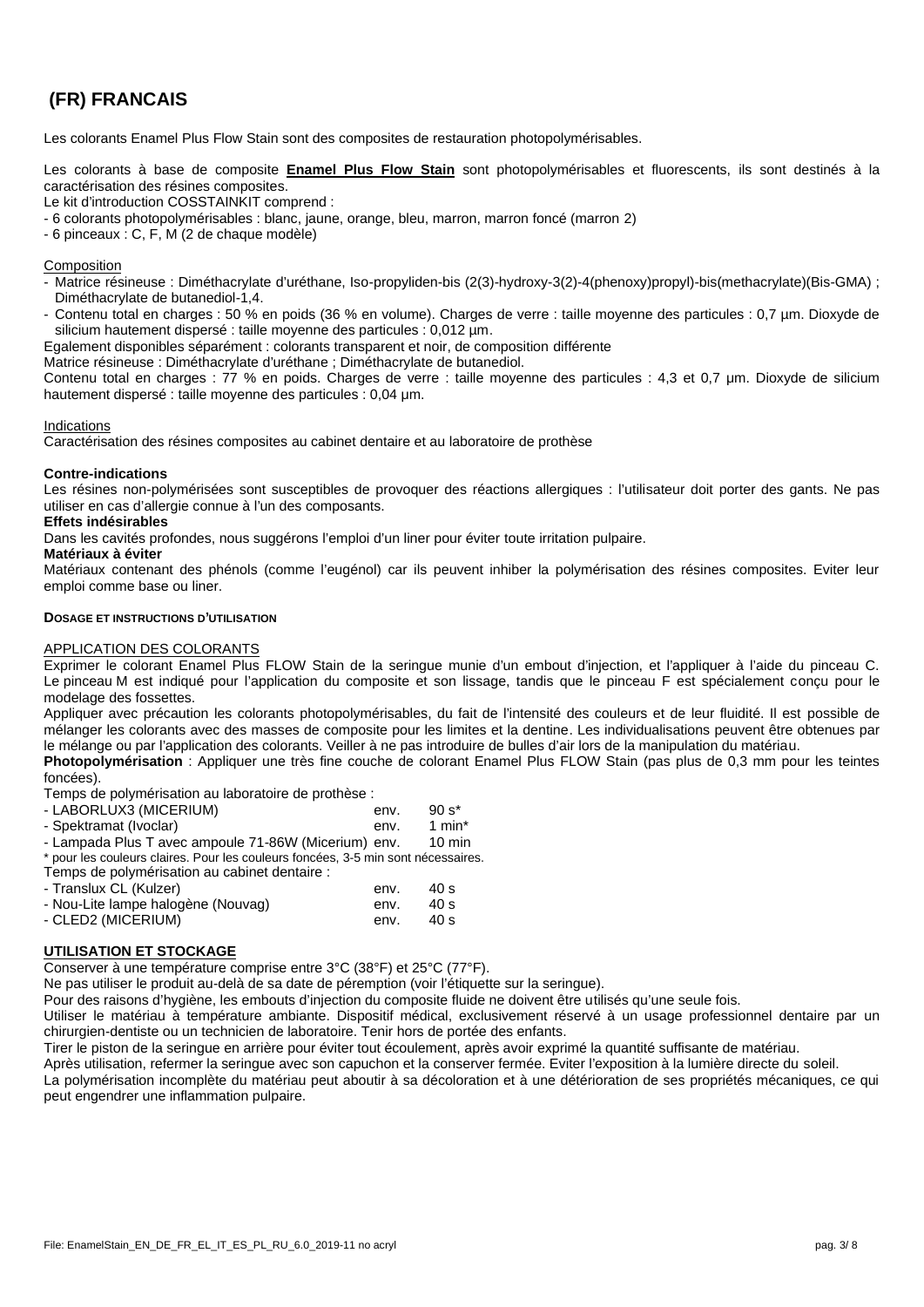# (FR) FRANCAIS

Les colorants Enamel Plus Flow Stain sont des composites de restauration photopolymérisables.

Les colorants à base de composite **Enamel Plus Flow Stain** sont photopolymérisables et fluorescents, ils sont destinés à la caractérisation des résines composites.
Le kit d'introduction COSSTAINKIT comprend :
- 6 colorants photopolymérisables : blanc, jaune, orange, bleu, marron, marron foncé (marron 2)
- 6 pinceaux : C, F, M (2 de chaque modèle)

Composition
- Matrice résineuse : Diméthacrylate d'uréthane, Iso-propyliden-bis (2(3)-hydroxy-3(2)-4(phenoxy)propyl)-bis(methacrylate)(Bis-GMA) ; Diméthacrylate de butanediol-1,4.
- Contenu total en charges : 50 % en poids (36 % en volume). Charges de verre : taille moyenne des particules : 0,7 µm. Dioxyde de silicium hautement dispersé : taille moyenne des particules : 0,012 µm.

Egalement disponibles séparément : colorants transparent et noir, de composition différente
Matrice résineuse : Diméthacrylate d'uréthane ; Diméthacrylate de butanediol.
Contenu total en charges : 77 % en poids. Charges de verre : taille moyenne des particules : 4,3 et 0,7 µm. Dioxyde de silicium hautement dispersé : taille moyenne des particules : 0,04 µm.

Indications
Caractérisation des résines composites au cabinet dentaire et au laboratoire de prothèse

**Contre-indications**
Les résines non-polymérisées sont susceptibles de provoquer des réactions allergiques : l'utilisateur doit porter des gants. Ne pas utiliser en cas d'allergie connue à l'un des composants.
**Effets indésirables**
Dans les cavités profondes, nous suggérons l'emploi d'un liner pour éviter toute irritation pulpaire.
**Matériaux à éviter**
Matériaux contenant des phénols (comme l'eugénol) car ils peuvent inhiber la polymérisation des résines composites. Eviter leur emploi comme base ou liner.

**DOSAGE ET INSTRUCTIONS D'UTILISATION**

APPLICATION DES COLORANTS
Exprimer le colorant Enamel Plus FLOW Stain de la seringue munie d'un embout d'injection, et l'appliquer à l'aide du pinceau C. Le pinceau M est indiqué pour l'application du composite et son lissage, tandis que le pinceau F est spécialement conçu pour le modelage des fossettes.
Appliquer avec précaution les colorants photopolymérisables, du fait de l'intensité des couleurs et de leur fluidité. Il est possible de mélanger les colorants avec des masses de composite pour les limites et la dentine. Les individualisations peuvent être obtenues par le mélange ou par l'application des colorants. Veiller à ne pas introduire de bulles d'air lors de la manipulation du matériau.
**Photopolymérisation** : Appliquer une très fine couche de colorant Enamel Plus FLOW Stain (pas plus de 0,3 mm pour les teintes foncées).

Temps de polymérisation au laboratoire de prothèse :

| | | |
|---|---|---|
| - LABORLUX3 (MICERIUM) | env. | 90 s* |
| - Spektramat (Ivoclar) | env. | 1 min* |
| - Lampada Plus T avec ampoule 71-86W (Micerium) | env. | 10 min |

\* pour les couleurs claires. Pour les couleurs foncées, 3-5 min sont nécessaires.

Temps de polymérisation au cabinet dentaire :

| | | |
|---|---|---|
| - Translux CL (Kulzer) | env. | 40 s |
| - Nou-Lite lampe halogène (Nouvag) | env. | 40 s |
| - CLED2 (MICERIUM) | env. | 40 s |

**UTILISATION ET STOCKAGE**
Conserver à une température comprise entre 3°C (38°F) et 25°C (77°F).
Ne pas utiliser le produit au-delà de sa date de péremption (voir l'étiquette sur la seringue).
Pour des raisons d'hygiène, les embouts d'injection du composite fluide ne doivent être utilisés qu'une seule fois.
Utiliser le matériau à température ambiante. Dispositif médical, exclusivement réservé à un usage professionnel dentaire par un chirurgien-dentiste ou un technicien de laboratoire. Tenir hors de portée des enfants.
Tirer le piston de la seringue en arrière pour éviter tout écoulement, après avoir exprimé la quantité suffisante de matériau.
Après utilisation, refermer la seringue avec son capuchon et la conserver fermée. Eviter l'exposition à la lumière directe du soleil.
La polymérisation incomplète du matériau peut aboutir à sa décoloration et à une détérioration de ses propriétés mécaniques, ce qui peut engendrer une inflammation pulpaire.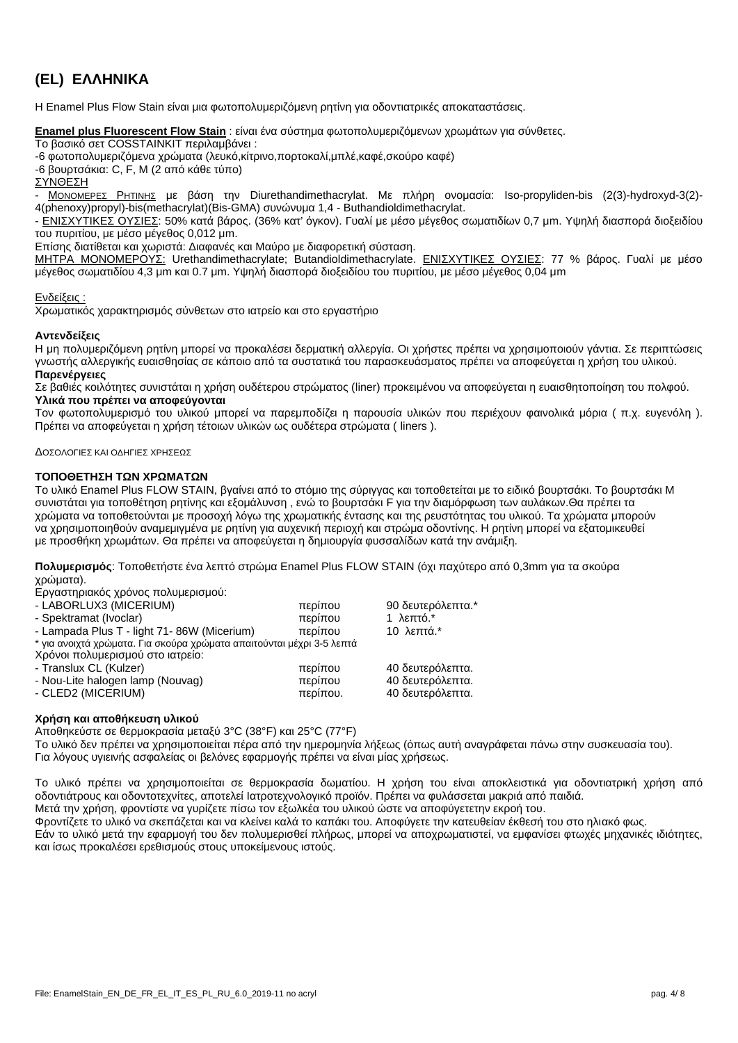# (EL) ΕΛΛΗΝΙΚΑ

Η Enamel Plus Flow Stain είναι μια φωτοπολυμεριζόμενη ρητίνη για οδοντιατρικές αποκαταστάσεις.

**Enamel plus Fluorescent Flow Stain** : είναι ένα σύστημα φωτοπολυμεριζόμενων χρωμάτων για σύνθετες.

Το βασικό σετ COSSTAINKIT περιλαμβάνει :

-6 φωτοπολυμεριζόμενα χρώματα (λευκό,κίτρινο,πορτοκαλί,μπλέ,καφέ,σκούρο καφέ)

-6 βουρτσάκια: C, F, M (2 από κάθε τύπο)

ΣΥΝΘΕΣΗ

- ΜΟΝΟΜΕΡΕΣ ΡΗΤΙΝΗΣ με βάση την Diurethandimethacrylat. Με πλήρη ονομασία: Iso-propyliden-bis (2(3)-hydroxyd-3(2)-4(phenoxy)propyl)-bis(methacrylat)(Bis-GMA) συνώνυμα 1,4 - Buthandioldimethacrylat.

- ΕΝΙΣΧΥΤΙΚΕΣ ΟΥΣΙΕΣ: 50% κατά βάρος. (36% κατ' όγκον). Γυαλί με μέσο μέγεθος σωματιδίων 0,7 μm. Υψηλή διασπορά διοξειδίου του πυριτίου, με μέσο μέγεθος 0,012 μm.

Επίσης διατίθεται και χωριστά: Διαφανές και Μαύρο με διαφορετική σύσταση.

ΜΗΤΡΑ ΜΟΝΟΜΕΡΟΥΣ: Urethandimethacrylate; Butandioldimethacrylate. ΕΝΙΣΧΥΤΙΚΕΣ ΟΥΣΙΕΣ: 77 % βάρος. Γυαλί με μέσο μέγεθος σωματιδίου 4,3 μm και 0.7 μm. Υψηλή διασπορά διοξειδίου του πυριτίου, με μέσο μέγεθος 0,04 μm

Ενδείξεις :

Χρωματικός χαρακτηρισμός σύνθετων στο ιατρείο και στο εργαστήριο

**Αντενδείξεις**

Η μη πολυμεριζόμενη ρητίνη μπορεί να προκαλέσει δερματική αλλεργία. Οι χρήστες πρέπει να χρησιμοποιούν γάντια. Σε περιπτώσεις γνωστής αλλεργικής ευαισθησίας σε κάποιο από τα συστατικά του παρασκευάσματος πρέπει να αποφεύγεται η χρήση του υλικού.

**Παρενέργειες**

Σε βαθιές κοιλότητες συνιστάται η χρήση ουδέτερου στρώματος (liner) προκειμένου να αποφεύγεται η ευαισθητοποίηση του πολφού.

**Υλικά που πρέπει να αποφεύγονται**

Τον φωτοπολυμερισμό του υλικού μπορεί να παρεμποδίζει η παρουσία υλικών που περιέχουν φαινολικά μόρια ( π.χ. ευγενόλη ). Πρέπει να αποφεύγεται η χρήση τέτοιων υλικών ως ουδέτερα στρώματα ( liners ).

ΔΟΣΟΛΟΓΙΕΣ ΚΑΙ ΟΔΗΓΙΕΣ ΧΡΗΣΕΩΣ

**ΤΟΠΟΘΕΤΗΣΗ ΤΩΝ ΧΡΩΜΑΤΩΝ**

Το υλικό Enamel Plus FLOW STAIN, βγαίνει από το στόμιο της σύριγγας και τοποθετείται με το ειδικό βουρτσάκι. Το βουρτσάκι M συνιστάται για τοποθέτηση ρητίνης και εξομάλυνση , ενώ το βουρτσάκι F για την διαμόρφωση των αυλάκων.Θα πρέπει τα χρώματα να τοποθετούνται με προσοχή λόγω της χρωματικής έντασης και της ρευστότητας του υλικού. Τα χρώματα μπορούν να χρησιμοποιηθούν αναμεμιγμένα με ρητίνη για αυχενική περιοχή και στρώμα οδοντίνης. Η ρητίνη μπορεί να εξατομικευθεί με προσθήκη χρωμάτων. Θα πρέπει να αποφεύγεται η δημιουργία φυσσαλίδων κατά την ανάμιξη.

**Πολυμερισμός**: Τοποθετήστε ένα λεπτό στρώμα Enamel Plus FLOW STAIN (όχι παχύτερο από 0,3mm για τα σκούρα χρώματα).

Εργαστηριακός χρόνος πολυμερισμού:

| | | |
|---|---|---|
| - LABORLUX3 (MICERIUM) | περίπου | 90 δευτερόλεπτα.* |
| - Spektramat (Ivoclar) | περίπου | 1 λεπτό.* |
| - Lampada Plus T - light 71- 86W (Micerium) | περίπου | 10 λεπτά.* |

\* για ανοιχτά χρώματα. Για σκούρα χρώματα απαιτούνται μέχρι 3-5 λεπτά

Χρόνοι πολυμερισμού στο ιατρείο:

| | | |
|---|---|---|
| - Translux CL (Kulzer) | περίπου | 40 δευτερόλεπτα. |
| - Nou-Lite halogen lamp (Nouvag) | περίπου | 40 δευτερόλεπτα. |
| - CLED2 (MICERIUM) | περίπου. | 40 δευτερόλεπτα. |

**Χρήση και αποθήκευση υλικού**

Αποθηκεύστε σε θερμοκρασία μεταξύ 3°C (38°F) και 25°C (77°F)

Το υλικό δεν πρέπει να χρησιμοποιείται πέρα από την ημερομηνία λήξεως (όπως αυτή αναγράφεται πάνω στην συσκευασία του).
Για λόγους υγιεινής ασφαλείας οι βελόνες εφαρμογής πρέπει να είναι μίας χρήσεως.

Το υλικό πρέπει να χρησιμοποιείται σε θερμοκρασία δωματίου. Η χρήση του είναι αποκλειστικά για οδοντιατρική χρήση από οδοντιάτρους και οδοντοτεχνίτες, αποτελεί Ιατροτεχνολογικό προϊόν. Πρέπει να φυλάσσεται μακριά από παιδιά.

Μετά την χρήση, φροντίστε να γυρίζετε πίσω τον εξωλκέα του υλικού ώστε να αποφύγετετην εκροή του.

Φροντίζετε το υλικό να σκεπάζεται και να κλείνει καλά το καπάκι του. Αποφύγετε την κατευθείαν έκθεσή του στο ηλιακό φως.

Εάν το υλικό μετά την εφαρμογή του δεν πολυμερισθεί πλήρως, μπορεί να αποχρωματιστεί, να εμφανίσει φτωχές μηχανικές ιδιότητες, και ίσως προκαλέσει ερεθισμούς στους υποκείμενους ιστούς.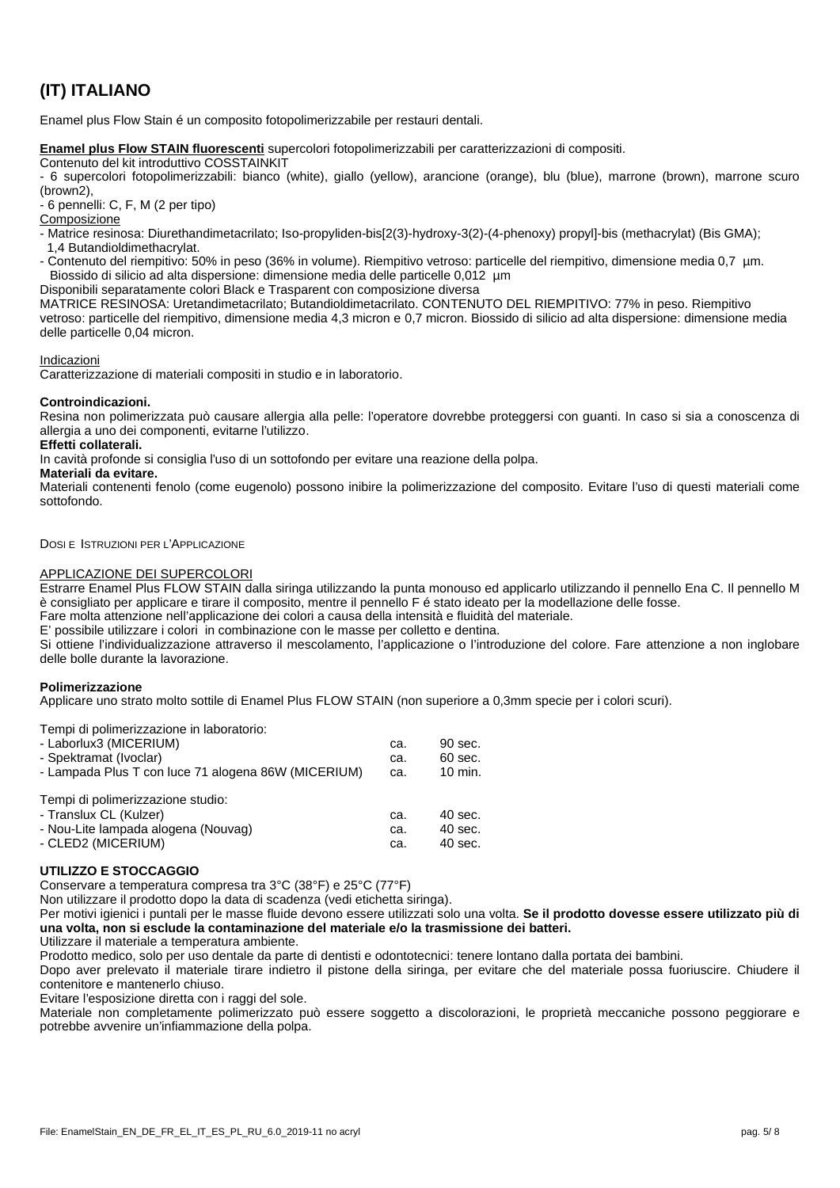# (IT) ITALIANO

Enamel plus Flow Stain é un composito fotopolimerizzabile per restauri dentali.

**Enamel plus Flow STAIN fluorescenti** supercolori fotopolimerizzabili per caratterizzazioni di compositi.

Contenuto del kit introduttivo COSSTAINKIT

- 6 supercolori fotopolimerizzabili: bianco (white), giallo (yellow), arancione (orange), blu (blue), marrone (brown), marrone scuro (brown2),
- 6 pennelli: C, F, M (2 per tipo)

Composizione

- Matrice resinosa: Diurethandimetacrilato; Iso-propyliden-bis[2(3)-hydroxy-3(2)-(4-phenoxy) propyl]-bis (methacrylat) (Bis GMA); 1,4 Butandioldimethacrylat.
- Contenuto del riempitivo: 50% in peso (36% in volume). Riempitivo vetroso: particelle del riempitivo, dimensione media 0,7 µm. Biossido di silicio ad alta dispersione: dimensione media delle particelle 0,012 µm

Disponibili separatamente colori Black e Trasparent con composizione diversa

MATRICE RESINOSA: Uretandimetacrilato; Butandioldimetacrilato. CONTENUTO DEL RIEMPITIVO: 77% in peso. Riempitivo vetroso: particelle del riempitivo, dimensione media 4,3 micron e 0,7 micron. Biossido di silicio ad alta dispersione: dimensione media delle particelle 0,04 micron.

Indicazioni

Caratterizzazione di materiali compositi in studio e in laboratorio.

**Controindicazioni.**

Resina non polimerizzata può causare allergia alla pelle: l'operatore dovrebbe proteggersi con guanti. In caso si sia a conoscenza di allergia a uno dei componenti, evitarne l'utilizzo.

**Effetti collaterali.**

In cavità profonde si consiglia l'uso di un sottofondo per evitare una reazione della polpa.

**Materiali da evitare.**

Materiali contenenti fenolo (come eugenolo) possono inibire la polimerizzazione del composito. Evitare l'uso di questi materiali come sottofondo.

DOSI E ISTRUZIONI PER L'APPLICAZIONE

APPLICAZIONE DEI SUPERCOLORI

Estrarre Enamel Plus FLOW STAIN dalla siringa utilizzando la punta monouso ed applicarlo utilizzando il pennello Ena C. Il pennello M è consigliato per applicare e tirare il composito, mentre il pennello F é stato ideato per la modellazione delle fosse.

Fare molta attenzione nell'applicazione dei colori a causa della intensità e fluidità del materiale.

E' possibile utilizzare i colori in combinazione con le masse per colletto e dentina.

Si ottiene l'individualizzazione attraverso il mescolamento, l'applicazione o l'introduzione del colore. Fare attenzione a non inglobare delle bolle durante la lavorazione.

**Polimerizzazione**

Applicare uno strato molto sottile di Enamel Plus FLOW STAIN (non superiore a 0,3mm specie per i colori scuri).

Tempi di polimerizzazione in laboratorio:

| | | |
|---|---|---|
| - Laborlux3 (MICERIUM) | ca. | 90 sec. |
| - Spektramat (Ivoclar) | ca. | 60 sec. |
| - Lampada Plus T con luce 71 alogena 86W (MICERIUM) | ca. | 10 min. |

Tempi di polimerizzazione studio:

| | | |
|---|---|---|
| - Translux CL (Kulzer) | ca. | 40 sec. |
| - Nou-Lite lampada alogena (Nouvag) | ca. | 40 sec. |
| - CLED2 (MICERIUM) | ca. | 40 sec. |

**UTILIZZO E STOCCAGGIO**

Conservare a temperatura compresa tra 3°C (38°F) e 25°C (77°F)

Non utilizzare il prodotto dopo la data di scadenza (vedi etichetta siringa).

Per motivi igienici i puntali per le masse fluide devono essere utilizzati solo una volta. **Se il prodotto dovesse essere utilizzato più di una volta, non si esclude la contaminazione del materiale e/o la trasmissione dei batteri.**

Utilizzare il materiale a temperatura ambiente.

Prodotto medico, solo per uso dentale da parte di dentisti e odontotecnici: tenere lontano dalla portata dei bambini.

Dopo aver prelevato il materiale tirare indietro il pistone della siringa, per evitare che del materiale possa fuoriuscire. Chiudere il contenitore e mantenerlo chiuso.

Evitare l'esposizione diretta con i raggi del sole.

Materiale non completamente polimerizzato può essere soggetto a discolorazioni, le proprietà meccaniche possono peggiorare e potrebbe avvenire un'infiammazione della polpa.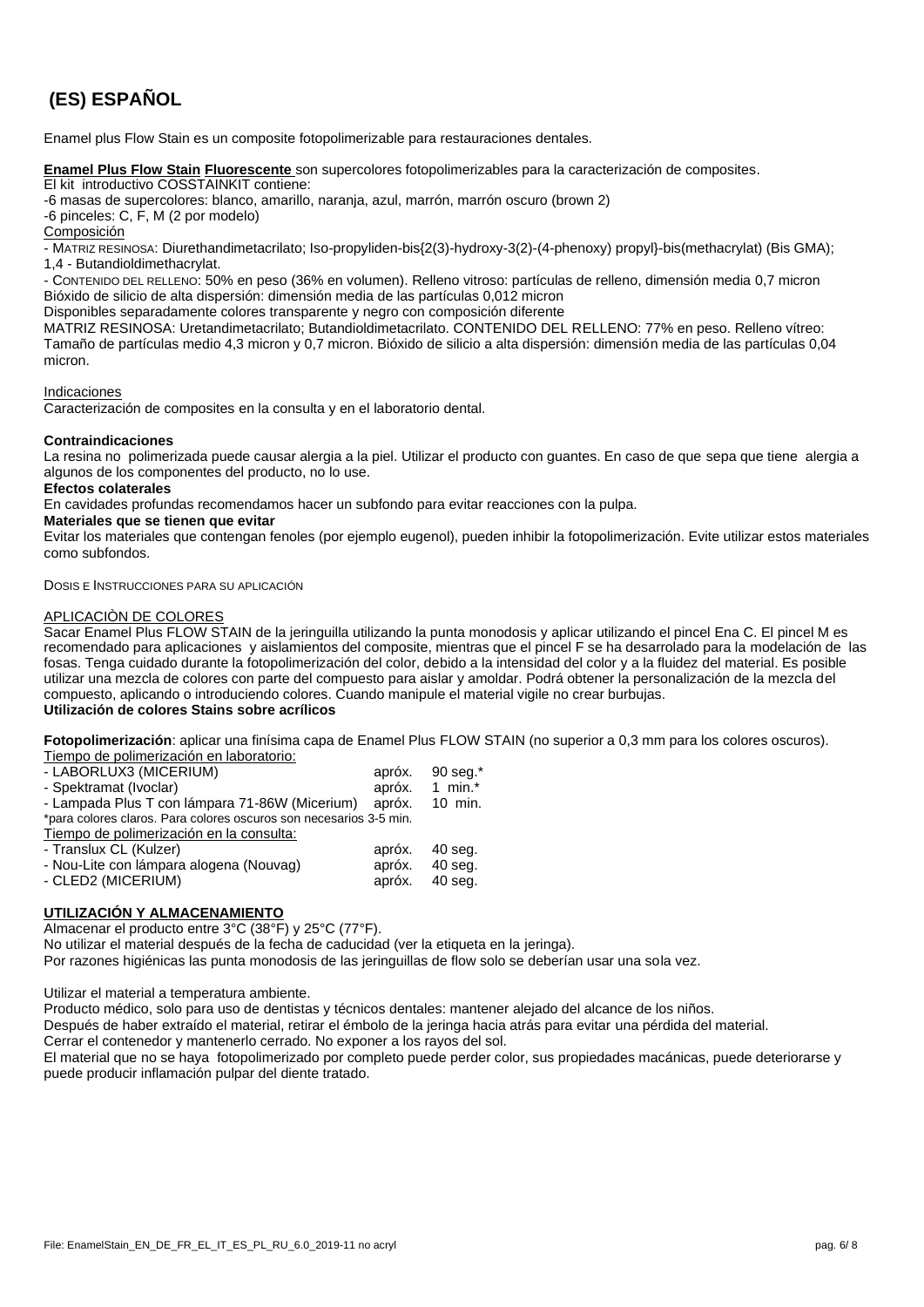# (ES) ESPAÑOL

Enamel plus Flow Stain es un composite fotopolimerizable para restauraciones dentales.

**Enamel Plus Flow Stain Fluorescente** son supercolores fotopolimerizables para la caracterización de composites.
El kit introductivo COSSTAINKIT contiene:
-6 masas de supercolores: blanco, amarillo, naranja, azul, marrón, marrón oscuro (brown 2)
-6 pinceles: C, F, M (2 por modelo)

Composición

- MATRIZ RESINOSA: Diurethandimetacrilato; Iso-propyliden-bis{2(3)-hydroxy-3(2)-(4-phenoxy) propyl}-bis(methacrylat) (Bis GMA); 1,4 - Butandioldimethacrylat.
- CONTENIDO DEL RELLENO: 50% en peso (36% en volumen). Relleno vitroso: partículas de relleno, dimensión media 0,7 micron Bióxido de silicio de alta dispersión: dimensión media de las partículas 0,012 micron

Disponibles separadamente colores transparente y negro con composición diferente
MATRIZ RESINOSA: Uretandimetacrilato; Butandioldimetacrilato. CONTENIDO DEL RELLENO: 77% en peso. Relleno vítreo: Tamaño de partículas medio 4,3 micron y 0,7 micron. Bióxido de silicio a alta dispersión: dimensión media de las partículas 0,04 micron.

Indicaciones

Caracterización de composites en la consulta y en el laboratorio dental.

**Contraindicaciones**

La resina no polimerizada puede causar alergia a la piel. Utilizar el producto con guantes. En caso de que sepa que tiene alergia a algunos de los componentes del producto, no lo use.

**Efectos colaterales**

En cavidades profundas recomendamos hacer un subfondo para evitar reacciones con la pulpa.

**Materiales que se tienen que evitar**

Evitar los materiales que contengan fenoles (por ejemplo eugenol), pueden inhibir la fotopolimerización. Evite utilizar estos materiales como subfondos.

DOSIS E INSTRUCCIONES PARA SU APLICACIÓN

APLICACIÒN DE COLORES

Sacar Enamel Plus FLOW STAIN de la jeringuilla utilizando la punta monodosis y aplicar utilizando el pincel Ena C. El pincel M es recomendado para aplicaciones y aislamientos del composite, mientras que el pincel F se ha desarrolado para la modelación de las fosas. Tenga cuidado durante la fotopolimerización del color, debido a la intensidad del color y a la fluidez del material. Es posible utilizar una mezcla de colores con parte del compuesto para aislar y amoldar. Podrá obtener la personalización de la mezcla del compuesto, aplicando o introduciendo colores. Cuando manipule el material vigile no crear burbujas.

**Utilización de colores Stains sobre acrílicos**

**Fotopolimerización**: aplicar una finísima capa de Enamel Plus FLOW STAIN (no superior a 0,3 mm para los colores oscuros).

Tiempo de polimerización en laboratorio:

| | | |
|---|---|---|
| - LABORLUX3 (MICERIUM) | apróx. | 90 seg.* |
| - Spektramat (Ivoclar) | apróx. | 1 min.* |
| - Lampada Plus T con lámpara 71-86W (Micerium) | apróx. | 10 min. |

*para colores claros. Para colores oscuros son necesarios 3-5 min.

Tiempo de polimerización en la consulta:

| | | |
|---|---|---|
| - Translux CL (Kulzer) | apróx. | 40 seg. |
| - Nou-Lite con lámpara alogena (Nouvag) | apróx. | 40 seg. |
| - CLED2 (MICERIUM) | apróx. | 40 seg. |

**UTILIZACIÓN Y ALMACENAMIENTO**

Almacenar el producto entre 3°C (38°F) y 25°C (77°F).
No utilizar el material después de la fecha de caducidad (ver la etiqueta en la jeringa).
Por razones higiénicas las punta monodosis de las jeringuillas de flow solo se deberían usar una sola vez.

Utilizar el material a temperatura ambiente.
Producto médico, solo para uso de dentistas y técnicos dentales: mantener alejado del alcance de los niños.
Después de haber extraído el material, retirar el émbolo de la jeringa hacia atrás para evitar una pérdida del material.
Cerrar el contenedor y mantenerlo cerrado. No exponer a los rayos del sol.
El material que no se haya fotopolimerizado por completo puede perder color, sus propiedades macánicas, puede deteriorarse y puede producir inflamación pulpar del diente tratado.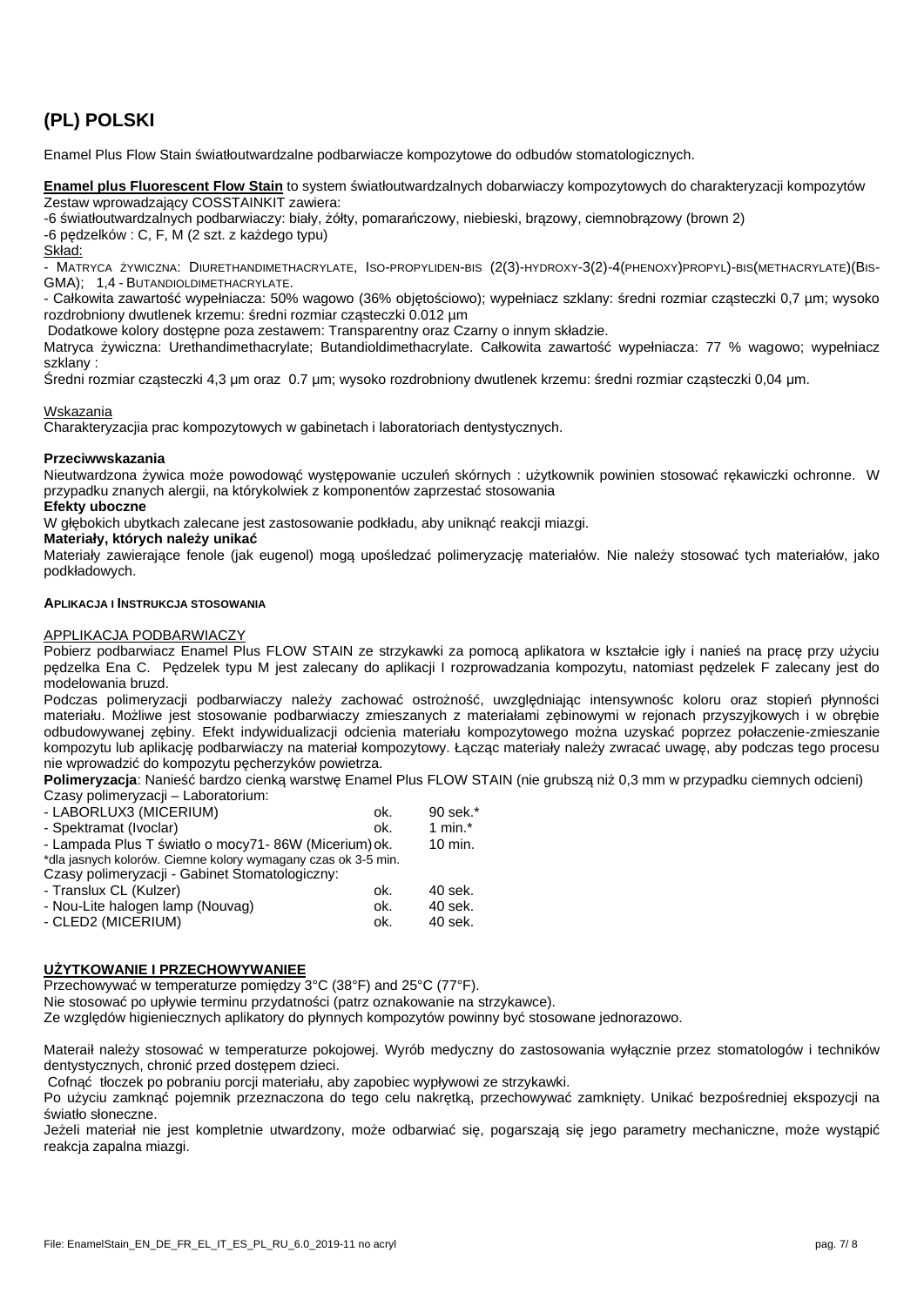# (PL) POLSKI

Enamel Plus Flow Stain światłoutwardzalne podbarwiacze kompozytowe do odbudów stomatologicznych.

**Enamel plus Fluorescent Flow Stain** to system światłoutwardzalnych dobarwiaczy kompozytowych do charakteryzacji kompozytów

Zestaw wprowadzający COSSTAINKIT zawiera:

-6 światłoutwardzalnych podbarwiaczy: biały, żółty, pomarańczowy, niebieski, brązowy, ciemnobrązowy (brown 2)

-6 pędzelków : C, F, M (2 szt. z każdego typu)

Skład:

- MATRYCA ŻYWICZNA: DIURETHANDIMETHACRYLATE, ISO-PROPYLIDEN-BIS (2(3)-HYDROXY-3(2)-4(PHENOXY)PROPYL)-BIS(METHACRYLATE)(BIS-GMA); 1,4 - BUTANDIOLDIMETHACRYLATE.

- Całkowita zawartość wypełniacza: 50% wagowo (36% objętościowo); wypełniacz szklany: średni rozmiar cząsteczki 0,7 µm; wysoko rozdrobniony dwutlenek krzemu: średni rozmiar cząsteczki 0.012 µm

Dodatkowe kolory dostępne poza zestawem: Transparentny oraz Czarny o innym składzie.

Matryca żywiczna: Urethandimethacrylate; Butandioldimethacrylate. Całkowita zawartość wypełniacza: 77 % wagowo; wypełniacz szklany :

Średni rozmiar cząsteczki 4,3 µm oraz 0.7 µm; wysoko rozdrobniony dwutlenek krzemu: średni rozmiar cząsteczki 0,04 µm.

Wskazania

Charakteryzacjia prac kompozytowych w gabinetach i laboratoriach dentystycznych.

**Przeciwwskazania**

Nieutwardzona żywica może powodować występowanie uczuleń skórnych : użytkownik powinien stosować rękawiczki ochronne. W przypadku znanych alergii, na którykolwiek z komponentów zaprzestać stosowania

**Efekty uboczne**

W głębokich ubytkach zalecane jest zastosowanie podkładu, aby uniknąć reakcji miazgi.

**Materiały, których należy unikać**

Materiały zawierające fenole (jak eugenol) mogą upośledzać polimeryzację materiałów. Nie należy stosować tych materiałów, jako podkładowych.

**APLIKACJA I INSTRUKCJA STOSOWANIA**

APPLIKACJA PODBARWIACZY

Pobierz podbarwiacz Enamel Plus FLOW STAIN ze strzykawki za pomocą aplikatora w kształcie igły i nanieś na pracę przy użyciu pędzelka Ena C. Pędzelek typu M jest zalecany do aplikacji I rozprowadzania kompozytu, natomiast pędzelek F zalecany jest do modelowania bruzd.

Podczas polimeryzacji podbarwiaczy należy zachować ostrożność, uwzględniając intensywnośc koloru oraz stopień płynności materiału. Możliwe jest stosowanie podbarwiaczy zmieszanych z materiałami zębinowymi w rejonach przyszyjkowych i w obrębie odbudowywanej zębiny. Efekt indywidualizacji odcienia materiału kompozytowego można uzyskać poprzez połączenie-zmieszanie kompozytu lub aplikację podbarwiaczy na materiał kompozytowy. Łącząc materiały należy zwracać uwagę, aby podczas tego procesu nie wprowadzić do kompozytu pęcherzyków powietrza.

**Polimeryzacja**: Nanieść bardzo cienką warstwę Enamel Plus FLOW STAIN (nie grubszą niż 0,3 mm w przypadku ciemnych odcieni)

Czasy polimeryzacji – Laboratorium:

| | | |
|---|---|---|
| - LABORLUX3 (MICERIUM) | ok. | 90 sek.* |
| - Spektramat (Ivoclar) | ok. | 1 min.* |
| - Lampada Plus T światło o mocy71- 86W (Micerium) | ok. | 10 min. |

*dla jasnych kolorów. Ciemne kolory wymagany czas ok 3-5 min.

Czasy polimeryzacji - Gabinet Stomatologiczny:

| | | |
|---|---|---|
| - Translux CL (Kulzer) | ok. | 40 sek. |
| - Nou-Lite halogen lamp (Nouvag) | ok. | 40 sek. |
| - CLED2 (MICERIUM) | ok. | 40 sek. |

**UŻYTKOWANIE I PRZECHOWYWANIEE**

Przechowywać w temperaturze pomiędzy 3°C (38°F) and 25°C (77°F).

Nie stosować po upływie terminu przydatności (patrz oznakowanie na strzykawce).

Ze względów higieniecznych aplikatory do płynnych kompozytów powinny być stosowane jednorazowo.

Materaił należy stosować w temperaturze pokojowej. Wyrób medyczny do zastosowania wyłącznie przez stomatologów i techników dentystycznych, chronić przed dostępem dzieci.

Cofnąć tłoczek po pobraniu porcji materiału, aby zapobiec wypływowi ze strzykawki.

Po użyciu zamknąć pojemnik przeznaczona do tego celu nakrętką, przechowywać zamknięty. Unikać bezpośredniej ekspozycji na światło słoneczne.

Jeżeli materiał nie jest kompletnie utwardzony, może odbarwiać się, pogarszają się jego parametry mechaniczne, może wystąpić reakcja zapalna miazgi.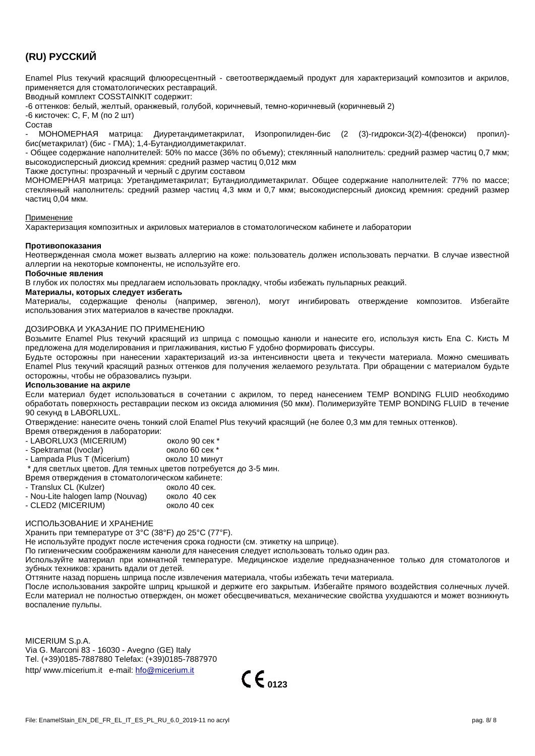# (RU) РУССКИЙ

Enamel Plus текучий красящий флюоресцентный - светоотверждаемый продукт для характеризаций композитов и акрилов, применяется для стоматологических реставраций.

Вводный комплект COSSTAINKIT содержит:

-6 оттенков: белый, желтый, оранжевый, голубой, коричневый, темно-коричневый (коричневый 2)

-6 кисточек: C, F, M (по 2 шт)

Состав

- МОНОМЕРНАЯ матрица: Диуретандиметакрилат, Изопропилиден-бис (2 (3)-гидрокси-3(2)-4(фенокси) пропил)-бис(метакрилат) (бис - ГМА); 1,4-Бутандиолдиметакрилат.

- Общее содержание наполнителей: 50% по массе (36% по объему); стеклянный наполнитель: средний размер частиц 0,7 мкм; высокодисперсный диоксид кремния: средний размер частиц 0,012 мкм

Также доступны: прозрачный и черный с другим составом

МОНОМЕРНАЯ матрица: Уретандиметакрилат; Бутандиолдиметакрилат. Общее содержание наполнителей: 77% по массе; стеклянный наполнитель: средний размер частиц 4,3 мкм и 0,7 мкм; высокодисперсный диоксид кремния: средний размер частиц 0,04 мкм.

Применение

Характеризация композитных и акриловых материалов в стоматологическом кабинете и лаборатории

**Противопоказания**

Неотвержденная смола может вызвать аллергию на коже: пользователь должен использовать перчатки. В случае известной аллергии на некоторые компоненты, не используйте его.

**Побочные явления**

В глубок их полостях мы предлагаем использовать прокладку, чтобы избежать пульпарных реакций.

**Материалы, которых следует избегать**

Материалы, содержащие фенолы (например, эвгенол), могут ингибировать отверждение композитов. Избегайте использования этих материалов в качестве прокладки.

ДОЗИРОВКА И УКАЗАНИЕ ПО ПРИМЕНЕНИЮ

Возьмите Enamel Plus текучий красящий из шприца с помощью канюли и нанесите его, используя кисть Ena C. Кисть M предложена для моделирования и приглаживания, кистью F удобно формировать фиссуры.

Будьте осторожны при нанесении характеризаций из-за интенсивности цвета и текучести материала. Можно смешивать Enamel Plus текучий красящий разных оттенков для получения желаемого результата. При обращении с материалом будьте осторожны, чтобы не образовались пузыри.

**Использование на акриле**

Если материал будет использоваться в сочетании с акрилом, то перед нанесением TEMP BONDING FLUID необходимо обработать поверхность реставрации песком из оксида алюминия (50 мкм). Полимеризуйте TEMP BONDING FLUID в течение 90 секунд в LABORLUXL.

Отверждение: нанесите очень тонкий слой Enamel Plus текучий красящий (не более 0,3 мм для темных оттенков).

Время отверждения в лаборатории:

- LABORLUX3 (MICERIUM) около 90 сек *
- Spektramat (Ivoclar) около 60 сек *
- Lampada Plus T (Micerium) около 10 минут

\* для светлых цветов. Для темных цветов потребуется до 3-5 мин.

Время отверждения в стоматологическом кабинете:

- Translux CL (Kulzer) около 40 сек.
- Nou-Lite halogen lamp (Nouvag) около 40 сек
- CLED2 (MICERIUM) около 40 сек

ИСПОЛЬЗОВАНИЕ И ХРАНЕНИЕ

Хранить при температуре от 3°C (38°F) до 25°C (77°F).

Не используйте продукт после истечения срока годности (см. этикетку на шприце).

По гигиеническим соображениям канюли для нанесения следует использовать только один раз.

Используйте материал при комнатной температуре. Медицинское изделие предназначенное только для стоматологов и зубных техников: хранить вдали от детей.

Оттяните назад поршень шприца после извлечения материала, чтобы избежать течи материала.

После использования закройте шприц крышкой и держите его закрытым. Избегайте прямого воздействия солнечных лучей. Если материал не полностью отвержден, он может обесцвечиваться, механические свойства ухудшаются и может возникнуть воспаление пульпы.

MICERIUM S.p.A.
Via G. Marconi 83 - 16030 - Avegno (GE) Italy
Tel. (+39)0185-7887880 Telefax: (+39)0185-7887970
http/ www.micerium.it e-mail: hfo@micerium.it

CE 0123

File: EnamelStain_EN_DE_FR_EL_IT_ES_PL_RU_6.0_2019-11 no acryl